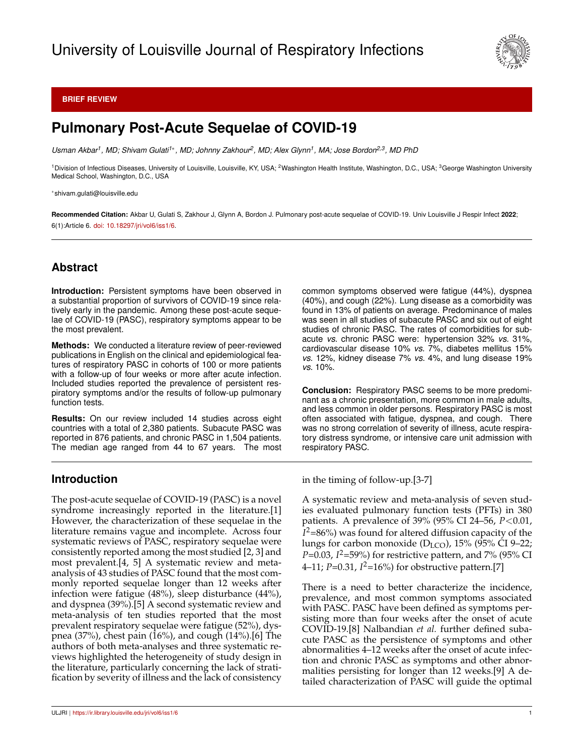University of Louisville Journal of Respiratory Infections

**BRIEF REVIEW**

# Pulmonary Post-Acute Sequelae of COVID-19

*Usman Akbar[1], MD; Shivam Gulati[1*], MD; Johnny Zakhour[2], MD; Alex Glynn[1], MA; Jose Bordon[2,3], MD PhD*

[1]Division of Infectious Diseases, University of Louisville, Louisville, KY, USA; [2]Washington Health Institute, Washington, D.C., USA; [3]George Washington University Medical School, Washington, D.C., USA

*shivam.gulati@louisville.edu

**Recommended Citation:** Akbar U, Gulati S, Zakhour J, Glynn A, Bordon J. Pulmonary post-acute sequelae of COVID-19. Univ Louisville J Respir Infect **2022**; 6(1):Article 6. doi: 10.18297/jri/vol6/iss1/6.

## Abstract

**Introduction:** Persistent symptoms have been observed in a substantial proportion of survivors of COVID-19 since relatively early in the pandemic. Among these post-acute sequelae of COVID-19 (PASC), respiratory symptoms appear to be the most prevalent.

**Methods:** We conducted a literature review of peer-reviewed publications in English on the clinical and epidemiological features of respiratory PASC in cohorts of 100 or more patients with a follow-up of four weeks or more after acute infection. Included studies reported the prevalence of persistent respiratory symptoms and/or the results of follow-up pulmonary function tests.

**Results:** On our review included 14 studies across eight countries with a total of 2,380 patients. Subacute PASC was reported in 876 patients, and chronic PASC in 1,504 patients. The median age ranged from 44 to 67 years. The most common symptoms observed were fatigue (44%), dyspnea (40%), and cough (22%). Lung disease as a comorbidity was found in 13% of patients on average. Predominance of males was seen in all studies of subacute PASC and six out of eight studies of chronic PASC. The rates of comorbidities for subacute *vs.* chronic PASC were: hypertension 32% *vs.* 31%, cardiovascular disease 10% *vs.* 7%, diabetes mellitus 15% *vs.* 12%, kidney disease 7% *vs.* 4%, and lung disease 19% *vs.* 10%.

**Conclusion:** Respiratory PASC seems to be more predominant as a chronic presentation, more common in male adults, and less common in older persons. Respiratory PASC is most often associated with fatigue, dyspnea, and cough. There was no strong correlation of severity of illness, acute respiratory distress syndrome, or intensive care unit admission with respiratory PASC.

## Introduction

The post-acute sequelae of COVID-19 (PASC) is a novel syndrome increasingly reported in the literature.[1] However, the characterization of these sequelae in the literature remains vague and incomplete. Across four systematic reviews of PASC, respiratory sequelae were consistently reported among the most studied [2, 3] and most prevalent.[4, 5] A systematic review and meta-analysis of 43 studies of PASC found that the most commonly reported sequelae longer than 12 weeks after infection were fatigue (48%), sleep disturbance (44%), and dyspnea (39%).[5] A second systematic review and meta-analysis of ten studies reported that the most prevalent respiratory sequelae were fatigue (52%), dyspnea (37%), chest pain (16%), and cough (14%).[6] The authors of both meta-analyses and three systematic reviews highlighted the heterogeneity of study design in the literature, particularly concerning the lack of stratification by severity of illness and the lack of consistency in the timing of follow-up.[3-7]

A systematic review and meta-analysis of seven studies evaluated pulmonary function tests (PFTs) in 380 patients. A prevalence of 39% (95% CI 24–56, $P<0.01$, $I^2=86\%$) was found for altered diffusion capacity of the lungs for carbon monoxide ($D_{LCO}$), 15% (95% CI 9–22; $P=0.03$, $I^2=59\%$) for restrictive pattern, and 7% (95% CI 4–11; $P=0.31$, $I^2=16\%$) for obstructive pattern.[7]

There is a need to better characterize the incidence, prevalence, and most common symptoms associated with PASC. PASC have been defined as symptoms persisting more than four weeks after the onset of acute COVID-19.[8] Nalbandian *et al.* further defined subacute PASC as the persistence of symptoms and other abnormalities 4–12 weeks after the onset of acute infection and chronic PASC as symptoms and other abnormalities persisting for longer than 12 weeks.[9] A detailed characterization of PASC will guide the optimal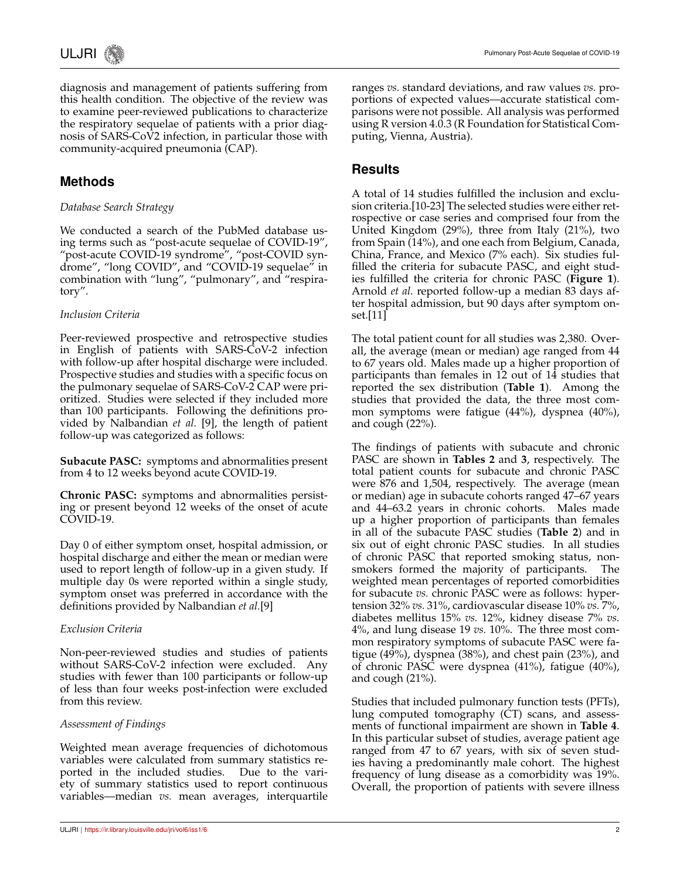diagnosis and management of patients suffering from this health condition. The objective of the review was to examine peer-reviewed publications to characterize the respiratory sequelae of patients with a prior diagnosis of SARS-CoV2 infection, in particular those with community-acquired pneumonia (CAP).

## Methods

*Database Search Strategy*

We conducted a search of the PubMed database using terms such as "post-acute sequelae of COVID-19", "post-acute COVID-19 syndrome", "post-COVID syndrome", "long COVID", and "COVID-19 sequelae" in combination with "lung", "pulmonary", and "respiratory".

*Inclusion Criteria*

Peer-reviewed prospective and retrospective studies in English of patients with SARS-CoV-2 infection with follow-up after hospital discharge were included. Prospective studies and studies with a specific focus on the pulmonary sequelae of SARS-CoV-2 CAP were prioritized. Studies were selected if they included more than 100 participants. Following the definitions provided by Nalbandian *et al.* [9], the length of patient follow-up was categorized as follows:

**Subacute PASC:** symptoms and abnormalities present from 4 to 12 weeks beyond acute COVID-19.

**Chronic PASC:** symptoms and abnormalities persisting or present beyond 12 weeks of the onset of acute COVID-19.

Day 0 of either symptom onset, hospital admission, or hospital discharge and either the mean or median were used to report length of follow-up in a given study. If multiple day 0s were reported within a single study, symptom onset was preferred in accordance with the definitions provided by Nalbandian *et al.*[9]

*Exclusion Criteria*

Non-peer-reviewed studies and studies of patients without SARS-CoV-2 infection were excluded. Any studies with fewer than 100 participants or follow-up of less than four weeks post-infection were excluded from this review.

*Assessment of Findings*

Weighted mean average frequencies of dichotomous variables were calculated from summary statistics reported in the included studies. Due to the variety of summary statistics used to report continuous variables—median *vs.* mean averages, interquartile ranges *vs.* standard deviations, and raw values *vs.* proportions of expected values—accurate statistical comparisons were not possible. All analysis was performed using R version 4.0.3 (R Foundation for Statistical Computing, Vienna, Austria).

## Results

A total of 14 studies fulfilled the inclusion and exclusion criteria.[10-23] The selected studies were either retrospective or case series and comprised four from the United Kingdom (29%), three from Italy (21%), two from Spain (14%), and one each from Belgium, Canada, China, France, and Mexico (7% each). Six studies fulfilled the criteria for subacute PASC, and eight studies fulfilled the criteria for chronic PASC (**Figure 1**). Arnold *et al.* reported follow-up a median 83 days after hospital admission, but 90 days after symptom onset.[11]

The total patient count for all studies was 2,380. Overall, the average (mean or median) age ranged from 44 to 67 years old. Males made up a higher proportion of participants than females in 12 out of 14 studies that reported the sex distribution (**Table 1**). Among the studies that provided the data, the three most common symptoms were fatigue (44%), dyspnea (40%), and cough (22%).

The findings of patients with subacute and chronic PASC are shown in **Tables 2** and **3**, respectively. The total patient counts for subacute and chronic PASC were 876 and 1,504, respectively. The average (mean or median) age in subacute cohorts ranged 47–67 years and 44–63.2 years in chronic cohorts. Males made up a higher proportion of participants than females in all of the subacute PASC studies (**Table 2**) and in six out of eight chronic PASC studies. In all studies of chronic PASC that reported smoking status, nonsmokers formed the majority of participants. The weighted mean percentages of reported comorbidities for subacute *vs.* chronic PASC were as follows: hypertension 32% *vs.* 31%, cardiovascular disease 10% *vs.* 7%, diabetes mellitus 15% *vs.* 12%, kidney disease 7% *vs.* 4%, and lung disease 19 *vs.* 10%. The three most common respiratory symptoms of subacute PASC were fatigue (49%), dyspnea (38%), and chest pain (23%), and of chronic PASC were dyspnea (41%), fatigue (40%), and cough (21%).

Studies that included pulmonary function tests (PFTs), lung computed tomography (CT) scans, and assessments of functional impairment are shown in **Table 4**. In this particular subset of studies, average patient age ranged from 47 to 67 years, with six of seven studies having a predominantly male cohort. The highest frequency of lung disease as a comorbidity was 19%. Overall, the proportion of patients with severe illness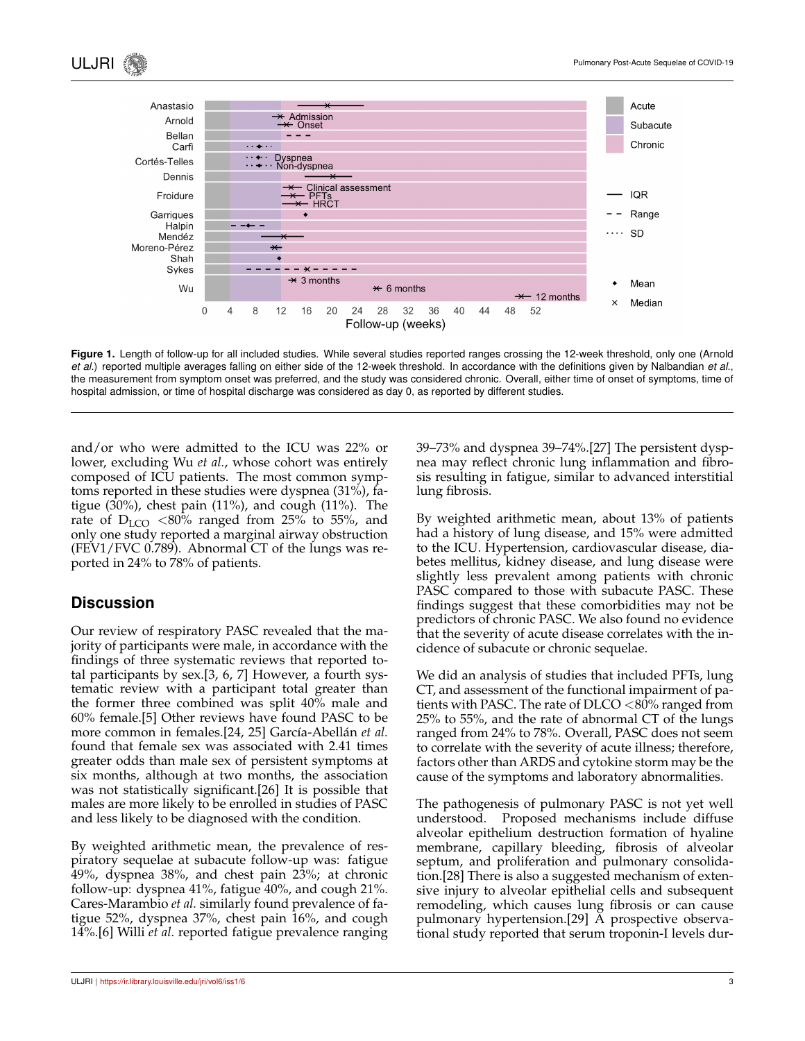**Figure 1.** Length of follow-up for all included studies. While several studies reported ranges crossing the 12-week threshold, only one (Arnold *et al.*) reported multiple averages falling on either side of the 12-week threshold. In accordance with the definitions given by Nalbandian *et al.*, the measurement from symptom onset was preferred, and the study was considered chronic. Overall, either time of onset of symptoms, time of hospital admission, or time of hospital discharge was considered as day 0, as reported by different studies.

and/or who were admitted to the ICU was 22% or lower, excluding Wu *et al.*, whose cohort was entirely composed of ICU patients. The most common symptoms reported in these studies were dyspnea (31%), fatigue (30%), chest pain (11%), and cough (11%). The rate of $D_{LCO}$ <80% ranged from 25% to 55%, and only one study reported a marginal airway obstruction (FEV1/FVC 0.789). Abnormal CT of the lungs was reported in 24% to 78% of patients.

## Discussion

Our review of respiratory PASC revealed that the majority of participants were male, in accordance with the findings of three systematic reviews that reported total participants by sex.[3, 6, 7] However, a fourth systematic review with a participant total greater than the former three combined was split 40% male and 60% female.[5] Other reviews have found PASC to be more common in females.[24, 25] García-Abellán *et al.* found that female sex was associated with 2.41 times greater odds than male sex of persistent symptoms at six months, although at two months, the association was not statistically significant.[26] It is possible that males are more likely to be enrolled in studies of PASC and less likely to be diagnosed with the condition.

By weighted arithmetic mean, the prevalence of respiratory sequelae at subacute follow-up was: fatigue 49%, dyspnea 38%, and chest pain 23%; at chronic follow-up: dyspnea 41%, fatigue 40%, and cough 21%. Cares-Marambio *et al.* similarly found prevalence of fatigue 52%, dyspnea 37%, chest pain 16%, and cough 14%.[6] Willi *et al.* reported fatigue prevalence ranging 39–73% and dyspnea 39–74%.[27] The persistent dyspnea may reflect chronic lung inflammation and fibrosis resulting in fatigue, similar to advanced interstitial lung fibrosis.

By weighted arithmetic mean, about 13% of patients had a history of lung disease, and 15% were admitted to the ICU. Hypertension, cardiovascular disease, diabetes mellitus, kidney disease, and lung disease were slightly less prevalent among patients with chronic PASC compared to those with subacute PASC. These findings suggest that these comorbidities may not be predictors of chronic PASC. We also found no evidence that the severity of acute disease correlates with the incidence of subacute or chronic sequelae.

We did an analysis of studies that included PFTs, lung CT, and assessment of the functional impairment of patients with PASC. The rate of DLCO <80% ranged from 25% to 55%, and the rate of abnormal CT of the lungs ranged from 24% to 78%. Overall, PASC does not seem to correlate with the severity of acute illness; therefore, factors other than ARDS and cytokine storm may be the cause of the symptoms and laboratory abnormalities.

The pathogenesis of pulmonary PASC is not yet well understood. Proposed mechanisms include diffuse alveolar epithelium destruction formation of hyaline membrane, capillary bleeding, fibrosis of alveolar septum, and proliferation and pulmonary consolidation.[28] There is also a suggested mechanism of extensive injury to alveolar epithelial cells and subsequent remodeling, which causes lung fibrosis or can cause pulmonary hypertension.[29] A prospective observational study reported that serum troponin-I levels dur-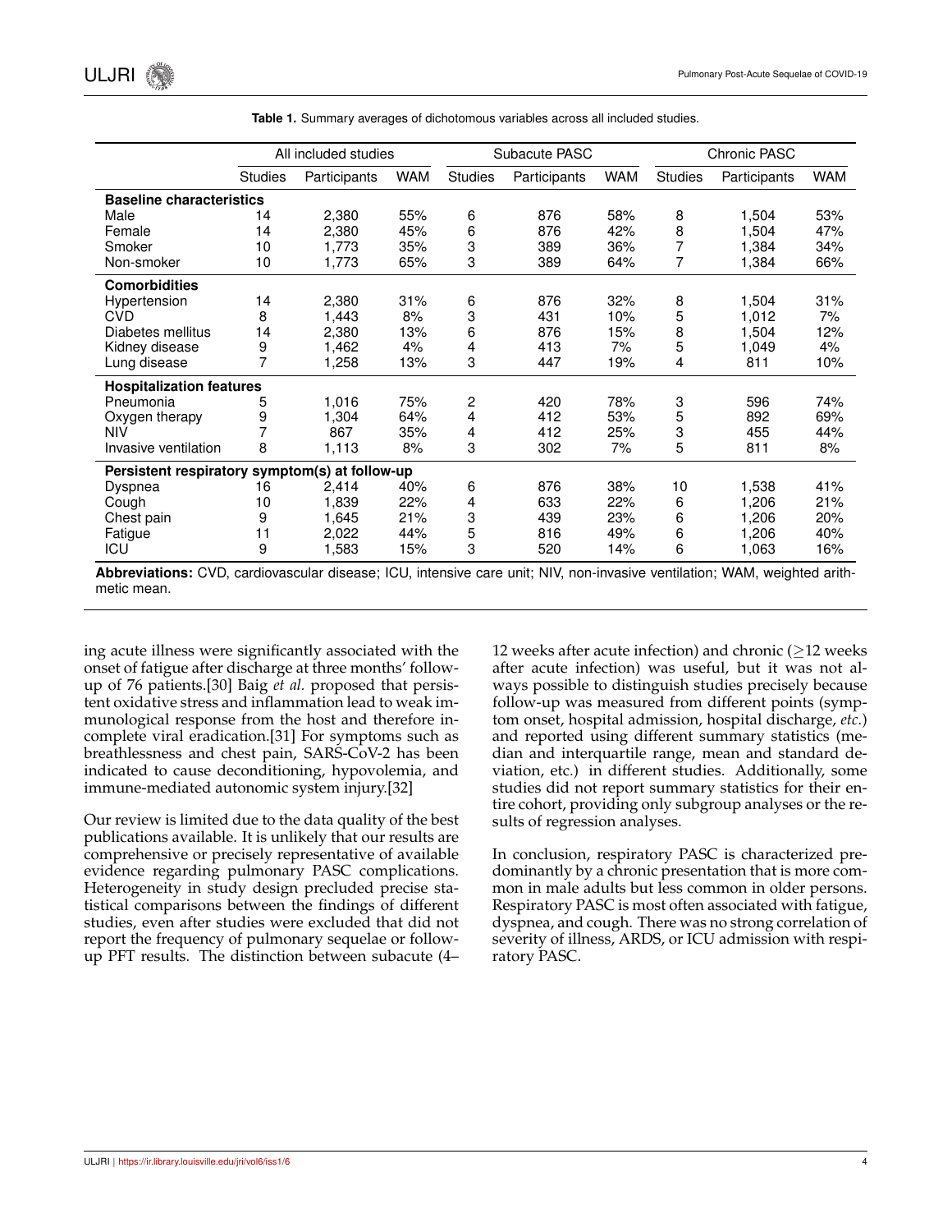**Table 1.** Summary averages of dichotomous variables across all included studies.

| | All included studies | | | Subacute PASC | | | Chronic PASC | | |
|---|---|---|---|---|---|---|---|---|---|
| | Studies | Participants | WAM | Studies | Participants | WAM | Studies | Participants | WAM |
| **Baseline characteristics** | | | | | | | | | |
| Male | 14 | 2,380 | 55% | 6 | 876 | 58% | 8 | 1,504 | 53% |
| Female | 14 | 2,380 | 45% | 6 | 876 | 42% | 8 | 1,504 | 47% |
| Smoker | 10 | 1,773 | 35% | 3 | 389 | 36% | 7 | 1,384 | 34% |
| Non-smoker | 10 | 1,773 | 65% | 3 | 389 | 64% | 7 | 1,384 | 66% |
| **Comorbidities** | | | | | | | | | |
| Hypertension | 14 | 2,380 | 31% | 6 | 876 | 32% | 8 | 1,504 | 31% |
| CVD | 8 | 1,443 | 8% | 3 | 431 | 10% | 5 | 1,012 | 7% |
| Diabetes mellitus | 14 | 2,380 | 13% | 6 | 876 | 15% | 8 | 1,504 | 12% |
| Kidney disease | 9 | 1,462 | 4% | 4 | 413 | 7% | 5 | 1,049 | 4% |
| Lung disease | 7 | 1,258 | 13% | 3 | 447 | 19% | 4 | 811 | 10% |
| **Hospitalization features** | | | | | | | | | |
| Pneumonia | 5 | 1,016 | 75% | 2 | 420 | 78% | 3 | 596 | 74% |
| Oxygen therapy | 9 | 1,304 | 64% | 4 | 412 | 53% | 5 | 892 | 69% |
| NIV | 7 | 867 | 35% | 4 | 412 | 25% | 3 | 455 | 44% |
| Invasive ventilation | 8 | 1,113 | 8% | 3 | 302 | 7% | 5 | 811 | 8% |
| **Persistent respiratory symptom(s) at follow-up** | | | | | | | | | |
| Dyspnea | 16 | 2,414 | 40% | 6 | 876 | 38% | 10 | 1,538 | 41% |
| Cough | 10 | 1,839 | 22% | 4 | 633 | 22% | 6 | 1,206 | 21% |
| Chest pain | 9 | 1,645 | 21% | 3 | 439 | 23% | 6 | 1,206 | 20% |
| Fatigue | 11 | 2,022 | 44% | 5 | 816 | 49% | 6 | 1,206 | 40% |
| ICU | 9 | 1,583 | 15% | 3 | 520 | 14% | 6 | 1,063 | 16% |

**Abbreviations:** CVD, cardiovascular disease; ICU, intensive care unit; NIV, non-invasive ventilation; WAM, weighted arithmetic mean.

ing acute illness were significantly associated with the onset of fatigue after discharge at three months' follow-up of 76 patients.[30] Baig *et al.* proposed that persistent oxidative stress and inflammation lead to weak immunological response from the host and therefore incomplete viral eradication.[31] For symptoms such as breathlessness and chest pain, SARS-CoV-2 has been indicated to cause deconditioning, hypovolemia, and immune-mediated autonomic system injury.[32]

Our review is limited due to the data quality of the best publications available. It is unlikely that our results are comprehensive or precisely representative of available evidence regarding pulmonary PASC complications. Heterogeneity in study design precluded precise statistical comparisons between the findings of different studies, even after studies were excluded that did not report the frequency of pulmonary sequelae or follow-up PFT results. The distinction between subacute (4–12 weeks after acute infection) and chronic ($\geq$12 weeks after acute infection) was useful, but it was not always possible to distinguish studies precisely because follow-up was measured from different points (symptom onset, hospital admission, hospital discharge, *etc.*) and reported using different summary statistics (median and interquartile range, mean and standard deviation, etc.) in different studies. Additionally, some studies did not report summary statistics for their entire cohort, providing only subgroup analyses or the results of regression analyses.

In conclusion, respiratory PASC is characterized predominantly by a chronic presentation that is more common in male adults but less common in older persons. Respiratory PASC is most often associated with fatigue, dyspnea, and cough. There was no strong correlation of severity of illness, ARDS, or ICU admission with respiratory PASC.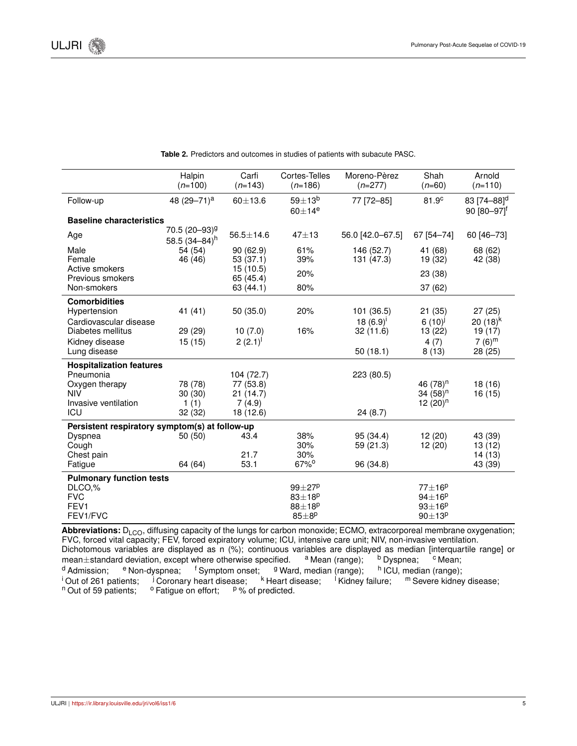**Table 2.** Predictors and outcomes in studies of patients with subacute PASC.

| | Halpin ($n$=100) | Carfi ($n$=143) | Cortes-Telles ($n$=186) | Moreno-Pèrez ($n$=277) | Shah ($n$=60) | Arnold ($n$=110) |
|---|---|---|---|---|---|---|
| Follow-up | 48 (29–71)[a] | 60±13.6 | 59±13[b] 60±14[e] | 77 [72–85] | 81.9[c] | 83 [74–88][d] 90 [80–97][f] |
| **Baseline characteristics** | | | | | | |
| Age | 70.5 (20–93)[g] 58.5 (34–84)[h] | 56.5±14.6 | 47±13 | 56.0 [42.0–67.5] | 67 [54–74] | 60 [46–73] |
| Male | 54 (54) | 90 (62.9) | 61% | 146 (52.7) | 41 (68) | 68 (62) |
| Female | 46 (46) | 53 (37.1) | 39% | 131 (47.3) | 19 (32) | 42 (38) |
| Active smokers | | 15 (10.5) | 20% | | 23 (38) | |
| Previous smokers | | 65 (45.4) | | | | |
| Non-smokers | | 63 (44.1) | 80% | | 37 (62) | |
| **Comorbidities** | | | | | | |
| Hypertension | 41 (41) | 50 (35.0) | 20% | 101 (36.5) | 21 (35) | 27 (25) |
| Cardiovascular disease | | | | 18 (6.9)[i] | 6 (10)[j] | 20 (18)[k] |
| Diabetes mellitus | 29 (29) | 10 (7.0) | 16% | 32 (11.6) | 13 (22) | 19 (17) |
| Kidney disease | 15 (15) | 2 (2.1)[l] | | | 4 (7) | 7 (6)[m] |
| Lung disease | | | | 50 (18.1) | 8 (13) | 28 (25) |
| **Hospitalization features** | | | | | | |
| Pneumonia | | 104 (72.7) | | 223 (80.5) | | |
| Oxygen therapy | 78 (78) | 77 (53.8) | | | 46 (78)[n] | 18 (16) |
| NIV | 30 (30) | 21 (14.7) | | | 34 (58)[n] | 16 (15) |
| Invasive ventilation | 1 (1) | 7 (4.9) | | | 12 (20)[n] | |
| ICU | 32 (32) | 18 (12.6) | | 24 (8.7) | | |
| **Persistent respiratory symptom(s) at follow-up** | | | | | | |
| Dyspnea | 50 (50) | 43.4 | 38% | 95 (34.4) | 12 (20) | 43 (39) |
| Cough | | | 30% | 59 (21.3) | 12 (20) | 13 (12) |
| Chest pain | | 21.7 | 30% | | | 14 (13) |
| Fatigue | 64 (64) | 53.1 | 67%[o] | 96 (34.8) | | 43 (39) |
| **Pulmonary function tests** | | | | | | |
| DLCO,% | | | 99±27[p] | | 77±16[p] | |
| FVC | | | 83±18[p] | | 94±16[p] | |
| FEV1 | | | 88±18[p] | | 93±16[p] | |
| FEV1/FVC | | | 85±8[p] | | 90±13[p] | |

**Abbreviations:** $D_{LCO}$, diffusing capacity of the lungs for carbon monoxide; ECMO, extracorporeal membrane oxygenation; FVC, forced vital capacity; FEV, forced expiratory volume; ICU, intensive care unit; NIV, non-invasive ventilation.
Dichotomous variables are displayed as n (%); continuous variables are displayed as median [interquartile range] or mean±standard deviation, except where otherwise specified. [a] Mean (range); [b] Dyspnea; [c] Mean; [d] Admission; [e] Non-dyspnea; [f] Symptom onset; [g] Ward, median (range); [h] ICU, median (range); [i] Out of 261 patients; [j] Coronary heart disease; [k] Heart disease; [l] Kidney failure; [m] Severe kidney disease; [n] Out of 59 patients; [o] Fatigue on effort; [p] % of predicted.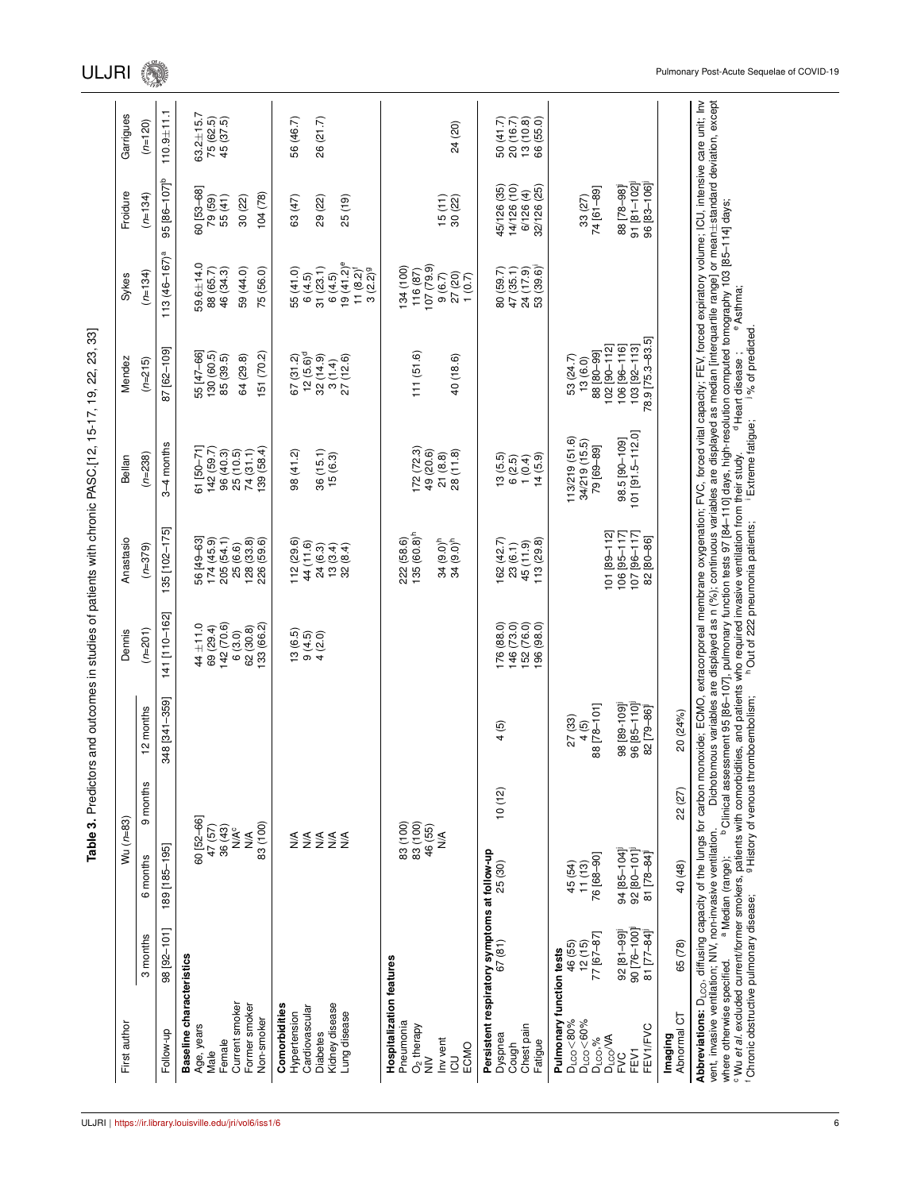**Table 3.** Predictors and outcomes in studies of patients with chronic PASC.[12, 15-17, 19, 22, 23, 33]

| First author | Wu (n=83) | | | | Dennis | Anastasio | Bellan | Mendez | Sykes | Froidure | Garrigues |
|---|---|---|---|---|---|---|---|---|---|---|---|
| | 3 months | 6 months | 9 months | 12 months | (n=201) | (n=379) | (n=238) | (n=215) | (n=134) | (n=134) | (n=120) |
| Follow-up | 98 [92–101] | 189 [185–195] | | 348 [341–359] | 141 [110–162] | 135 [102–175] | 3–4 months | 87 [62–109] | 113 (46–167)[a] | 95 [86–107][b] | 110.9±11.1 |
| **Baseline characteristics** | | | | | | | | | | | |
| Age, years | | 60 [52–66] | | | 44 ±11.0 | 56 [49–63] | 61 [50–71] | 55 [47–66] | 59.6±14.0 | 60 [53–68] | 63.2±15.7 |
| Male | | 47 (57) | | | 69 (29.4) | 174 (45.9) | 142 (59.7) | 130 (60.5) | 88 (65.7) | 79 (59) | 75 (62.5) |
| Female | | 36 (43) | | | 142 (70.6) | 205 (54.1) | 96 (40.3) | 85 (39.5) | 46 (34.3) | 55 (41) | 45 (37.5) |
| Current smoker | | N/A[c] | | | 6 (3.0) | 25 (6.6) | 25 (10.5) | 64 (29.8) | 59 (44.0) | 30 (22) | |
| Former smoker | | N/A | | | 62 (30.8) | 128 (33.8) | 74 (31.1) | | | | |
| Non-smoker | | 83 (100) | | | 133 (66.2) | 226 (59.6) | 139 (58.4) | 151 (70.2) | 75 (56.0) | 104 (78) | |
| **Comorbidities** | | | | | | | | | | | |
| Hypertension | | N/A | | | 13 (6.5) | 112 (29.6) | 98 (41.2) | 67 (31.2) | 55 (41.0) | 63 (47) | 56 (46.7) |
| Cardiovascular | | N/A | | | 9 (4.5) | 44 (11.6) | | 12 (5.6)[d] | 6 (4.5) | | |
| Diabetes | | N/A | | | 4 (2.0) | 24 (6.3) | 36 (15.1) | 32 (14.9) | 31 (23.1) | 29 (22) | 26 (21.7) |
| Kidney disease | | N/A | | | | 13 (3.4) | 15 (6.3) | 3 (1.4) | 6 (4.5) | | |
| Lung disease | | N/A | | | | 32 (8.4) | | 27 (12.6) | 19 (41.2)[e] 11 (8.2)[f] 3 (2.2)[g] | 25 (19) | |
| **Hospitalization features** | | | | | | | | | | | |
| Pneumonia | | 83 (100) | | | | 222 (58.6) | | | 134 (100) | | |
| $O_2$ therapy | | 83 (100) | | | | 135 (60.8)[h] | 172 (72.3) | 111 (51.6) | 116 (87) | | |
| NIV | | 46 (55) | | | | | 49 (20.6) | | 107 (79.9) | | |
| Inv vent | | N/A | | | | 34 (9.0)[h] | 21 (8.8) | | 9 (6.7) | 15 (11) | |
| ICU | | | | | | 34 (9.0)[h] | 28 (11.8) | 40 (18.6) | 27 (20) | 30 (22) | 24 (20) |
| ECMO | | | | | | | | | 1 (0.7) | | |
| **Persistent respiratory symptoms at follow-up** | | | | | | | | | | | |
| Dyspnea | 67 (81) | 25 (30) | 10 (12) | 4 (5) | 176 (88.0) | 162 (42.7) | 13 (5.5) | | 80 (59.7) | 45/126 (35) | 50 (41.7) |
| Cough | | | | | 146 (73.0) | 23 (6.1) | 6 (2.5) | | 47 (35.1) | 14/126 (10) | 20 (16.7) |
| Chest pain | | | | | 152 (76.0) | 45 (11.9) | 1 (0.4) | | 24 (17.9) | 6/126 (4) | 13 (10.8) |
| Fatigue | | | | | 196 (98.0) | 113 (29.8) | 14 (5.9) | | 53 (39.6)[i] | 32/126 (25) | 66 (55.0) |
| **Pulmonary function tests** | | | | | | | | | | | |
| $D_{LCO}$<80% | 46 (55) | 45 (54) | | 27 (33) | | | 113/219 (51.6) | 53 (24.7) | | | |
| $D_{LCO}$<60% | 12 (15) | 11 (13) | | 4 (5) | | | 34/219 (15.5) | 13 (6.0) | | 33 (27) | |
| $D_{LCO}$,% | 77 [67–87] | 76 [68–90] | | 88 [78–101] | | | 79 [69–89] | 88 [80–99] | | 74 [61–89] | |
| $D_{LCO}$/VA | | | | | | 101 [89–112] | | 102 [90–112] | | | |
| FVC | 92 [81–99][j] | 94 [85–104][j] | | 98 [89–109][j] | | 106 [95–117] | 98.5 [90–109] | 106 [96–116] | | 88 [78–98][j] | |
| FEV1 | 90 [76–100][j] | 92 [80–101][j] | | 96 [85–110][j] | | 107 [96–117] | 101 [91.5–112.0] | 103 [92–113] | | 91 [81–102][j] | |
| FEV1/FVC | 81 [77–84][j] | 81 [78–84][j] | | 82 [79–86][j] | | 82 [80–86] | | 78.9 [75.3–83.5] | | 96 [83–106][j] | |
| **Imaging** | | | | | | | | | | | |
| Abnormal CT | 65 (78) | 40 (48) | 22 (27) | 20 (24%) | | | | | | | |

**Abbreviations:** $D_{LCO}$, diffusing capacity of the lungs for carbon monoxide; ECMO, extracorporeal membrane oxygenation; FVC, forced vital capacity; FEV, forced expiratory volume; ICU, intensive care unit; Inv vent, invasive ventilation; NIV, non-invasive ventilation. Dichotomous variables are displayed as n (%); continuous variables are displayed as median [interquartile range] or mean±standard deviation, except where otherwise specified. [a] Median (range); [b] Clinical assessment 95 [86–107], pulmonary function tests 97 [84–110] days, high-resolution computed tomography 103 [85–114] days; [c] Wu *et al.* excluded current/former smokers, patients with comorbidities, and patients who required invasive ventilation from their study. [d] Heart disease ; [e] Asthma; [f] Chronic obstructive pulmonary disease; [g] History of venous thromboembolism; [h] Out of 222 pneumonia patients; [i] Extreme fatigue; [j] % of predicted.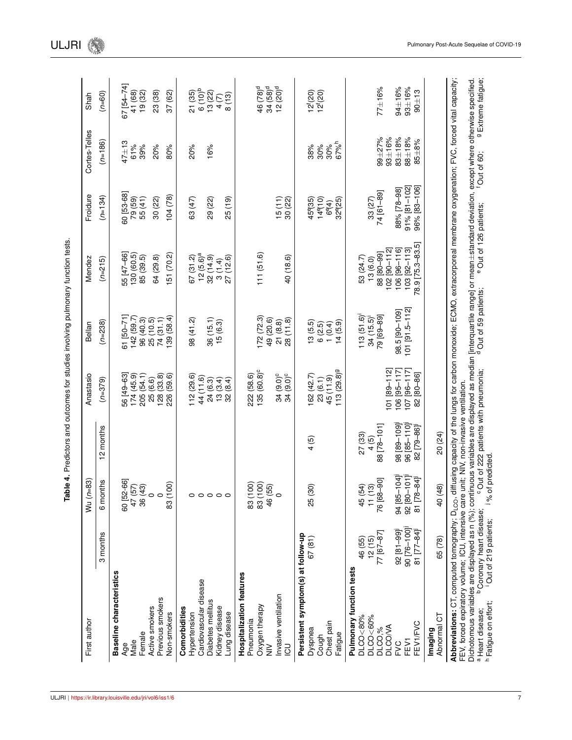**Table 4.** Predictors and outcomes for studies involving pulmonary function tests.

| First author | Wu (n=83) | | | Anastasio | Bellan | Mendez | Froidure | Cortes-Telles | Shah |
|---|---|---|---|---|---|---|---|---|---|
| | 3 months | 6 months | 12 months | (n=379) | (n=238) | (n=215) | (n=134) | (n=186) | (n=60) |
| **Baseline characteristics** | | | | | | | | | |
| Age | | 60 [52-66] | | 56 [49–63] | 61 [50–71] | 55 [47–66] | 60 [53-68] | 47±13 | 67 [54–74] |
| Male | | 47 (57) | | 174 (45.9) | 142 (59.7) | 130 (60.5) | 79 (59) | 61% | 41 (68) |
| Female | | 36 (43) | | 205 (54.1) | 96 (40.3) | 85 (39.5) | 55 (41) | 39% | 19 (32) |
| Active smokers | | 0 | | 25 (6.6) | 25 (10.5) | | | | |
| Previous smokers | | 0 | | 128 (33.8) | 74 (31.1) | 64 (29.8) | 30 (22) | 20% | 23 (38) |
| Non-smokers | | 83 (100) | | 226 (59.6) | 139 (58.4) | 151 (70.2) | 104 (78) | 80% | 37 (62) |
| **Comorbidities** | | | | | | | | | |
| Hypertension | | 0 | | 112 (29.6) | 98 (41.2) | 67 (31.2) | 63 (47) | 20% | 21 (35) |
| Cardiovascular disease | | 0 | | 44 (11.6) | | 12 (5.6)[a] | | | 6 (10)[b] |
| Diabetes mellitus | | 0 | | 24 (6.3) | 36 (15.1) | 32 (14.9) | 29 (22) | 16% | 13 (22) |
| Kidney disease | | 0 | | 13 (3.4) | 15 (6.3) | 3 (1.4) | | | 4 (7) |
| Lung disease | | 0 | | 32 (8.4) | | 27 (12.6) | 25 (19) | | 8 (13) |
| **Hospitalization features** | | | | | | | | | |
| Pneumonia | | 83 (100) | | 222 (58.6) | | | | | |
| Oxygen therapy | | 83 (100) | | 135 (60.8)[c] | 172 (72.3) | 111 (51.6) | | | 46 (78)[d] |
| NIV | | 46 (55) | | | 49 (20.6) | | | | 34 (58)[d] |
| Invasive ventilation | | 0 | | 34 (9.0)[c] | 21 (8.8) | | 15 (11) | | 12 (20)[d] |
| ICU | | | | 34 (9.0)[c] | 28 (11.8) | 40 (18.6) | 30 (22) | | |
| **Persistent symptom(s) at follow-up** | 67 (81) | 25 (30) | 4 (5) | | | | | | |
| Dyspnea | | | | 162 (42.7) | 13 (5.5) | | 45[e](35) | 38% | 12[f](20) |
| Cough | | | | 23 (6.1) | 6 (2.5) | | 14[e](10) | 30% | 12[f](20) |
| Chest pain | | | | 45 (11.9) | 1 (0.4) | | 6[e](4) | 30% | |
| Fatigue | | | | 113 (29.8)[g] | 14 (5.9) | | 32[e](25) | 67%[h] | |
| **Pulmonary function tests** | | | | | | | | | |
| DLCO<80% | 46 (55) | 45 (54) | 27 (33) | | 113 (51.6)[i] | 53 (24.7) | 33 (27) | | |
| DLCO<60% | 12 (15) | 11 (13) | 4 (5) | | 34 (15.5)[i] | 13 (6.0) | | | |
| DLCO,% | 77 [67–87] | 76 [68–90] | 88 [78–101] | | 79 [69–89] | 88 [80–99] | 74 [61–89] | 99±27% | 77±16% |
| DLCO/VA | | | | 101 [89–112] | | 102 [90–112] | | 93±16% | |
| FVC | 92 [81–99][j] | 94 [85–104][j] | 98 [89–109][j] | 106 [95–117] | 98.5 [90–109] | 106 [96–116] | 88% [78–98] | 83±18% | 94±16% |
| FEV1 | 90 [76–100][j] | 92 [80–101][j] | 96 [85–110][j] | 107 [96–117] | 101 [91.5–112] | 103 [92–113] | 91% [81–102] | 88±18% | 93±16% |
| FEV1/FVC | 81 [77–84][j] | 81 [78–84][j] | 82 [79–86][j] | 82 [80–86] | | 78.9 [75.3–83.5] | 96% [83–106] | 85±8% | 90±13 |
| **Imaging** | | | | | | | | | |
| Abnormal CT | 65 (78) | 40 (48) | 20 (24) | | | | | | |

**Abbreviations:** CT, computed tomography; $D_{LCO}$, diffusing capacity of the lungs for carbon monoxide; ECMO, extracorporeal membrane oxygenation; FVC, forced vital capacity; FEV, forced expiratory volume; ICU, intensive care unit; NIV, non-invasive ventilation.
Dichotomous variables are displayed as n (%); continuous variables are displayed as median [interquartile range] or mean±standard deviation, except where otherwise specified.
[a] Heart disease; [b] Coronary heart disease; [c] Out of 222 patients with pneumonia; [d] Out of 59 patients; [e] Out of 126 patients; [f] Out of 60; [g] Extreme fatigue; [h] Fatigue on effort; [i] Out of 219 patients; [j] % of predicted.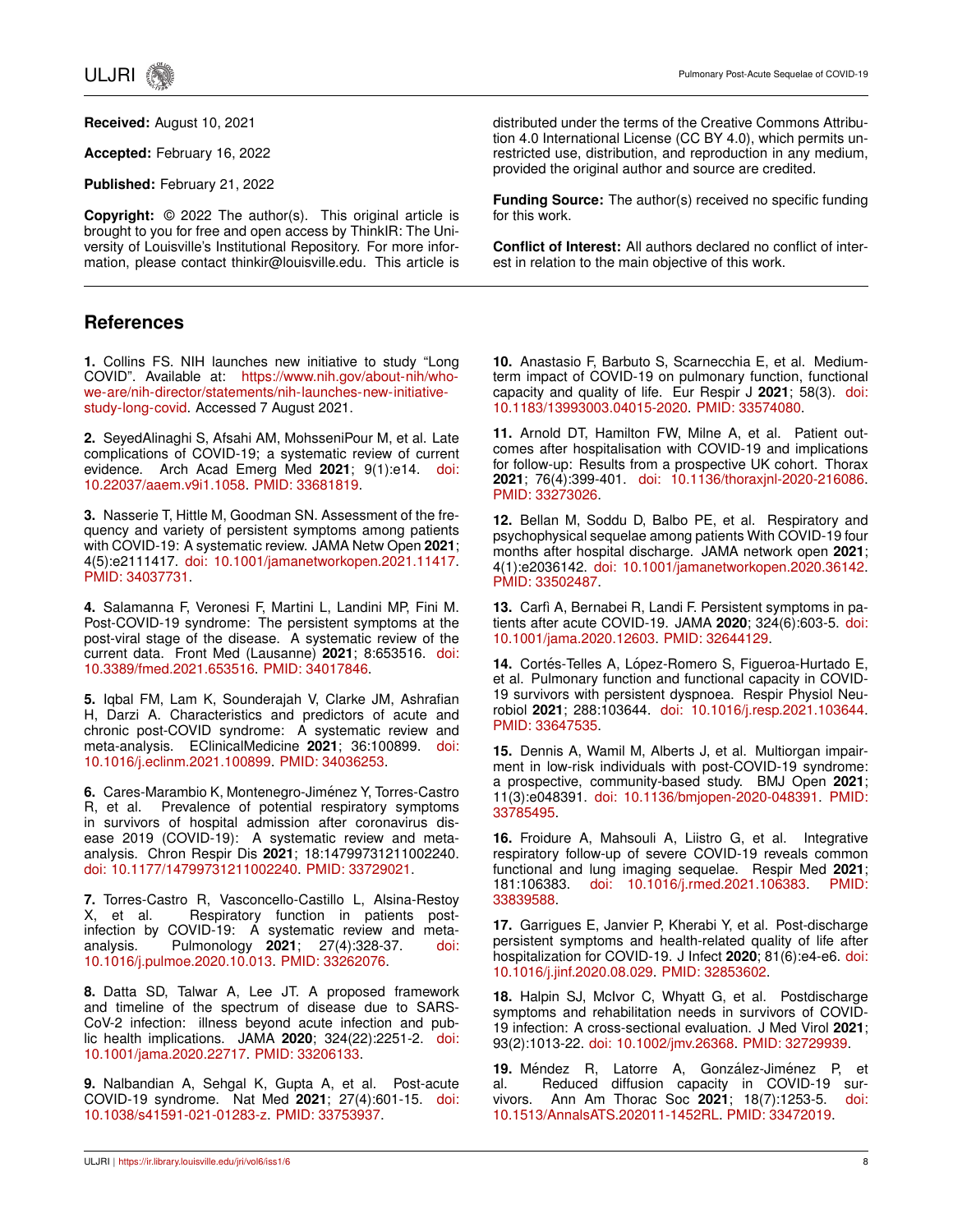**Received:** August 10, 2021

**Accepted:** February 16, 2022

**Published:** February 21, 2022

**Copyright:** © 2022 The author(s). This original article is brought to you for free and open access by ThinkIR: The University of Louisville's Institutional Repository. For more information, please contact thinkir@louisville.edu. This article is distributed under the terms of the Creative Commons Attribution 4.0 International License (CC BY 4.0), which permits unrestricted use, distribution, and reproduction in any medium, provided the original author and source are credited.

**Funding Source:** The author(s) received no specific funding for this work.

**Conflict of Interest:** All authors declared no conflict of interest in relation to the main objective of this work.

## References

**1.** Collins FS. NIH launches new initiative to study "Long COVID". Available at: https://www.nih.gov/about-nih/who-we-are/nih-director/statements/nih-launches-new-initiative-study-long-covid. Accessed 7 August 2021.

**2.** SeyedAlinaghi S, Afsahi AM, MohsseniPour M, et al. Late complications of COVID-19; a systematic review of current evidence. Arch Acad Emerg Med **2021**; 9(1):e14. doi: 10.22037/aaem.v9i1.1058. PMID: 33681819.

**3.** Nasserie T, Hittle M, Goodman SN. Assessment of the frequency and variety of persistent symptoms among patients with COVID-19: A systematic review. JAMA Netw Open **2021**; 4(5):e2111417. doi: 10.1001/jamanetworkopen.2021.11417. PMID: 34037731.

**4.** Salamanna F, Veronesi F, Martini L, Landini MP, Fini M. Post-COVID-19 syndrome: The persistent symptoms at the post-viral stage of the disease. A systematic review of the current data. Front Med (Lausanne) **2021**; 8:653516. doi: 10.3389/fmed.2021.653516. PMID: 34017846.

**5.** Iqbal FM, Lam K, Sounderajah V, Clarke JM, Ashrafian H, Darzi A. Characteristics and predictors of acute and chronic post-COVID syndrome: A systematic review and meta-analysis. EClinicalMedicine **2021**; 36:100899. doi: 10.1016/j.eclinm.2021.100899. PMID: 34036253.

**6.** Cares-Marambio K, Montenegro-Jiménez Y, Torres-Castro R, et al. Prevalence of potential respiratory symptoms in survivors of hospital admission after coronavirus disease 2019 (COVID-19): A systematic review and meta-analysis. Chron Respir Dis **2021**; 18:14799731211002240. doi: 10.1177/14799731211002240. PMID: 33729021.

**7.** Torres-Castro R, Vasconcello-Castillo L, Alsina-Restoy X, et al. Respiratory function in patients post-infection by COVID-19: A systematic review and meta-analysis. Pulmonology **2021**; 27(4):328-37. doi: 10.1016/j.pulmoe.2020.10.013. PMID: 33262076.

**8.** Datta SD, Talwar A, Lee JT. A proposed framework and timeline of the spectrum of disease due to SARS-CoV-2 infection: illness beyond acute infection and public health implications. JAMA **2020**; 324(22):2251-2. doi: 10.1001/jama.2020.22717. PMID: 33206133.

**9.** Nalbandian A, Sehgal K, Gupta A, et al. Post-acute COVID-19 syndrome. Nat Med **2021**; 27(4):601-15. doi: 10.1038/s41591-021-01283-z. PMID: 33753937.

**10.** Anastasio F, Barbuto S, Scarnecchia E, et al. Medium-term impact of COVID-19 on pulmonary function, functional capacity and quality of life. Eur Respir J **2021**; 58(3). doi: 10.1183/13993003.04015-2020. PMID: 33574080.

**11.** Arnold DT, Hamilton FW, Milne A, et al. Patient outcomes after hospitalisation with COVID-19 and implications for follow-up: Results from a prospective UK cohort. Thorax **2021**; 76(4):399-401. doi: 10.1136/thoraxjnl-2020-216086. PMID: 33273026.

**12.** Bellan M, Soddu D, Balbo PE, et al. Respiratory and psychophysical sequelae among patients With COVID-19 four months after hospital discharge. JAMA network open **2021**; 4(1):e2036142. doi: 10.1001/jamanetworkopen.2020.36142. PMID: 33502487.

**13.** Carfì A, Bernabei R, Landi F. Persistent symptoms in patients after acute COVID-19. JAMA **2020**; 324(6):603-5. doi: 10.1001/jama.2020.12603. PMID: 32644129.

**14.** Cortés-Telles A, López-Romero S, Figueroa-Hurtado E, et al. Pulmonary function and functional capacity in COVID-19 survivors with persistent dyspnoea. Respir Physiol Neurobiol **2021**; 288:103644. doi: 10.1016/j.resp.2021.103644. PMID: 33647535.

**15.** Dennis A, Wamil M, Alberts J, et al. Multiorgan impairment in low-risk individuals with post-COVID-19 syndrome: a prospective, community-based study. BMJ Open **2021**; 11(3):e048391. doi: 10.1136/bmjopen-2020-048391. PMID: 33785495.

**16.** Froidure A, Mahsouli A, Liistro G, et al. Integrative respiratory follow-up of severe COVID-19 reveals common functional and lung imaging sequelae. Respir Med **2021**; 181:106383. doi: 10.1016/j.rmed.2021.106383. PMID: 33839588.

**17.** Garrigues E, Janvier P, Kherabi Y, et al. Post-discharge persistent symptoms and health-related quality of life after hospitalization for COVID-19. J Infect **2020**; 81(6):e4-e6. doi: 10.1016/j.jinf.2020.08.029. PMID: 32853602.

**18.** Halpin SJ, McIvor C, Whyatt G, et al. Postdischarge symptoms and rehabilitation needs in survivors of COVID-19 infection: A cross-sectional evaluation. J Med Virol **2021**; 93(2):1013-22. doi: 10.1002/jmv.26368. PMID: 32729939.

**19.** Méndez R, Latorre A, González-Jiménez P, et al. Reduced diffusion capacity in COVID-19 survivors. Ann Am Thorac Soc **2021**; 18(7):1253-5. doi: 10.1513/AnnalsATS.202011-1452RL. PMID: 33472019.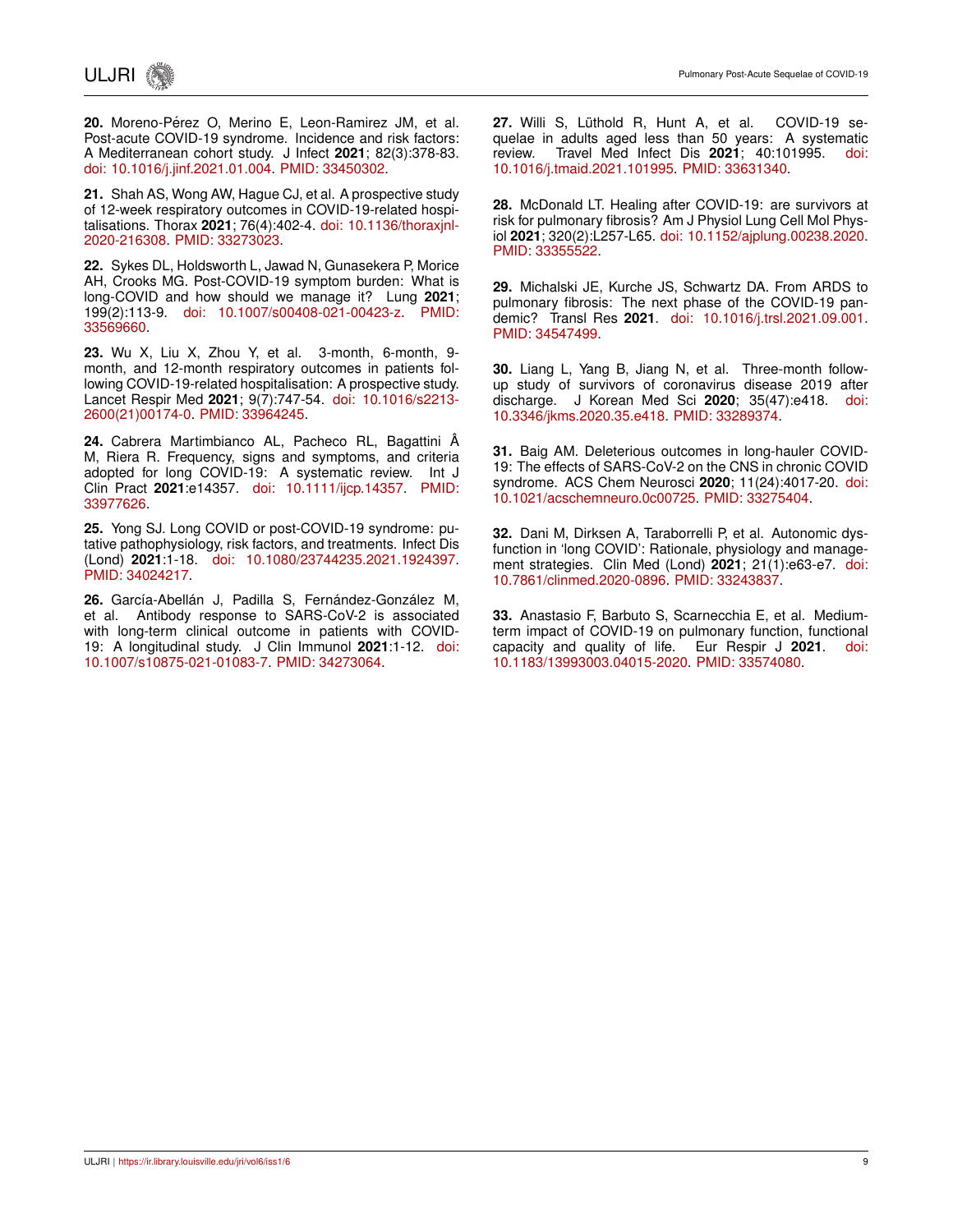**20.** Moreno-Pérez O, Merino E, Leon-Ramirez JM, et al. Post-acute COVID-19 syndrome. Incidence and risk factors: A Mediterranean cohort study. J Infect **2021**; 82(3):378-83. doi: 10.1016/j.jinf.2021.01.004. PMID: 33450302.

**21.** Shah AS, Wong AW, Hague CJ, et al. A prospective study of 12-week respiratory outcomes in COVID-19-related hospitalisations. Thorax **2021**; 76(4):402-4. doi: 10.1136/thoraxjnl-2020-216308. PMID: 33273023.

**22.** Sykes DL, Holdsworth L, Jawad N, Gunasekera P, Morice AH, Crooks MG. Post-COVID-19 symptom burden: What is long-COVID and how should we manage it? Lung **2021**; 199(2):113-9. doi: 10.1007/s00408-021-00423-z. PMID: 33569660.

**23.** Wu X, Liu X, Zhou Y, et al. 3-month, 6-month, 9-month, and 12-month respiratory outcomes in patients following COVID-19-related hospitalisation: A prospective study. Lancet Respir Med **2021**; 9(7):747-54. doi: 10.1016/s2213-2600(21)00174-0. PMID: 33964245.

**24.** Cabrera Martimbianco AL, Pacheco RL, Bagattini Â M, Riera R. Frequency, signs and symptoms, and criteria adopted for long COVID-19: A systematic review. Int J Clin Pract **2021**:e14357. doi: 10.1111/ijcp.14357. PMID: 33977626.

**25.** Yong SJ. Long COVID or post-COVID-19 syndrome: putative pathophysiology, risk factors, and treatments. Infect Dis (Lond) **2021**:1-18. doi: 10.1080/23744235.2021.1924397. PMID: 34024217.

**26.** García-Abellán J, Padilla S, Fernández-González M, et al. Antibody response to SARS-CoV-2 is associated with long-term clinical outcome in patients with COVID-19: A longitudinal study. J Clin Immunol **2021**:1-12. doi: 10.1007/s10875-021-01083-7. PMID: 34273064.

**27.** Willi S, Lüthold R, Hunt A, et al. COVID-19 sequelae in adults aged less than 50 years: A systematic review. Travel Med Infect Dis **2021**; 40:101995. doi: 10.1016/j.tmaid.2021.101995. PMID: 33631340.

**28.** McDonald LT. Healing after COVID-19: are survivors at risk for pulmonary fibrosis? Am J Physiol Lung Cell Mol Physiol **2021**; 320(2):L257-L65. doi: 10.1152/ajplung.00238.2020. PMID: 33355522.

**29.** Michalski JE, Kurche JS, Schwartz DA. From ARDS to pulmonary fibrosis: The next phase of the COVID-19 pandemic? Transl Res **2021**. doi: 10.1016/j.trsl.2021.09.001. PMID: 34547499.

**30.** Liang L, Yang B, Jiang N, et al. Three-month follow-up study of survivors of coronavirus disease 2019 after discharge. J Korean Med Sci **2020**; 35(47):e418. doi: 10.3346/jkms.2020.35.e418. PMID: 33289374.

**31.** Baig AM. Deleterious outcomes in long-hauler COVID-19: The effects of SARS-CoV-2 on the CNS in chronic COVID syndrome. ACS Chem Neurosci **2020**; 11(24):4017-20. doi: 10.1021/acschemneuro.0c00725. PMID: 33275404.

**32.** Dani M, Dirksen A, Taraborrelli P, et al. Autonomic dysfunction in 'long COVID': Rationale, physiology and management strategies. Clin Med (Lond) **2021**; 21(1):e63-e7. doi: 10.7861/clinmed.2020-0896. PMID: 33243837.

**33.** Anastasio F, Barbuto S, Scarnecchia E, et al. Medium-term impact of COVID-19 on pulmonary function, functional capacity and quality of life. Eur Respir J **2021**. doi: 10.1183/13993003.04015-2020. PMID: 33574080.